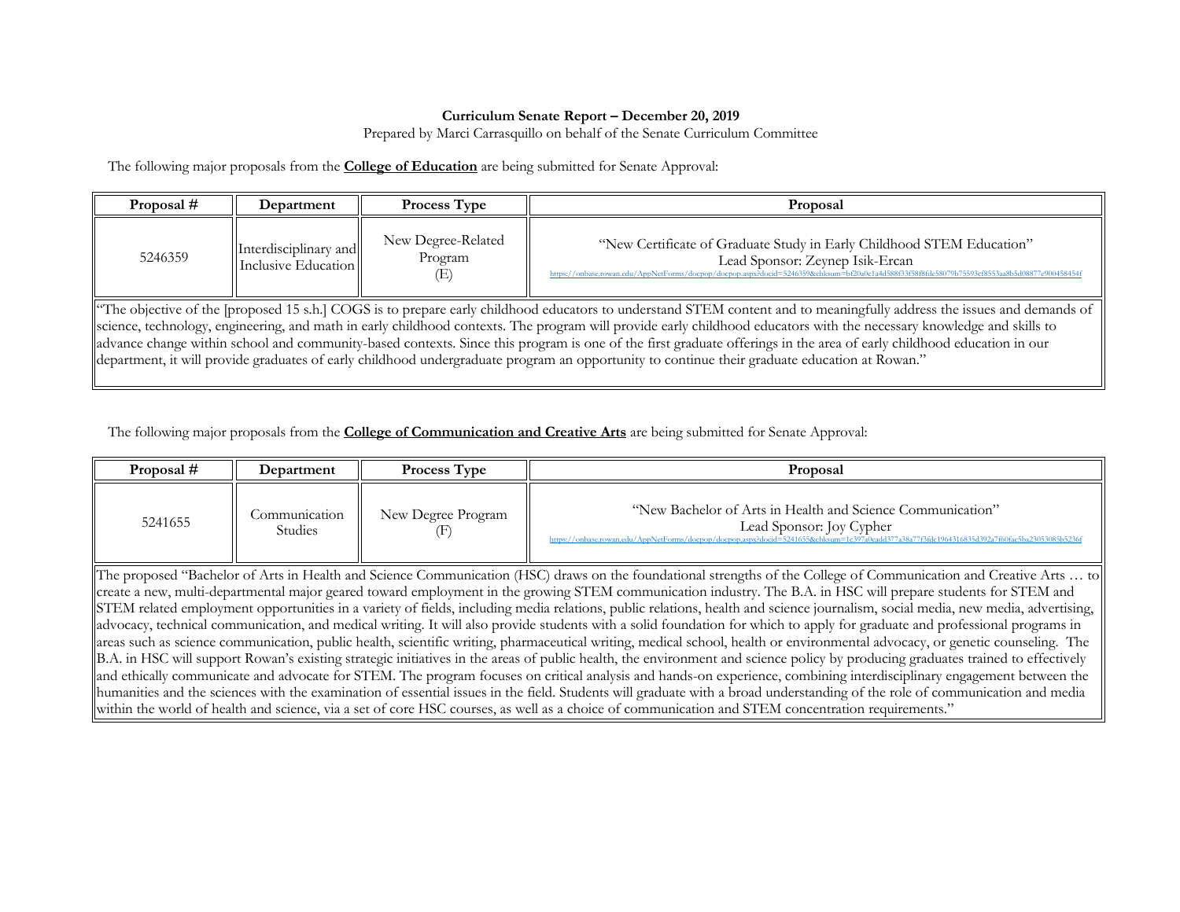**Curriculum Senate Report – December 20, 2019**

Prepared by Marci Carrasquillo on behalf of the Senate Curriculum Committee

The following major proposals from the **College of Education** are being submitted for Senate Approval:

| Proposal # | Department | Process Type | Proposal |
|---|---|---|---|
| 5246359 | Interdisciplinary and Inclusive Education | New Degree-Related Program (E) | "New Certificate of Graduate Study in Early Childhood STEM Education" Lead Sponsor: Zeynep Isik-Ercan https://onbase.rowan.edu/AppNetForms/docpop/docpop.aspx?docid=5246359&chksum=bf20a0e1a4d588f33f58f8fde58079b75593ef8553aa8b5d08877e900458454f |
| "The objective of the [proposed 15 s.h.] COGS is to prepare early childhood educators to understand STEM content and to meaningfully address the issues and demands of science, technology, engineering, and math in early childhood contexts. The program will provide early childhood educators with the necessary knowledge and skills to advance change within school and community-based contexts. Since this program is one of the first graduate offerings in the area of early childhood education in our department, it will provide graduates of early childhood undergraduate program an opportunity to continue their graduate education at Rowan." | | | |

The following major proposals from the **College of Communication and Creative Arts** are being submitted for Senate Approval:

| Proposal # | Department | Process Type | Proposal |
|---|---|---|---|
| 5241655 | Communication Studies | New Degree Program (F) | "New Bachelor of Arts in Health and Science Communication" Lead Sponsor: Joy Cypher https://onbase.rowan.edu/AppNetForms/docpop/docpop.aspx?docid=5241655&chksum=1c397a0eadd377a38a77f3fdc1964316835d392a7f60fac5ba23053085b5236f |
| The proposed "Bachelor of Arts in Health and Science Communication (HSC) draws on the foundational strengths of the College of Communication and Creative Arts … to create a new, multi-departmental major geared toward employment in the growing STEM communication industry. The B.A. in HSC will prepare students for STEM and STEM related employment opportunities in a variety of fields, including media relations, public relations, health and science journalism, social media, new media, advertising, advocacy, technical communication, and medical writing. It will also provide students with a solid foundation for which to apply for graduate and professional programs in areas such as science communication, public health, scientific writing, pharmaceutical writing, medical school, health or environmental advocacy, or genetic counseling. The B.A. in HSC will support Rowan's existing strategic initiatives in the areas of public health, the environment and science policy by producing graduates trained to effectively and ethically communicate and advocate for STEM. The program focuses on critical analysis and hands-on experience, combining interdisciplinary engagement between the humanities and the sciences with the examination of essential issues in the field. Students will graduate with a broad understanding of the role of communication and media within the world of health and science, via a set of core HSC courses, as well as a choice of communication and STEM concentration requirements." | | | |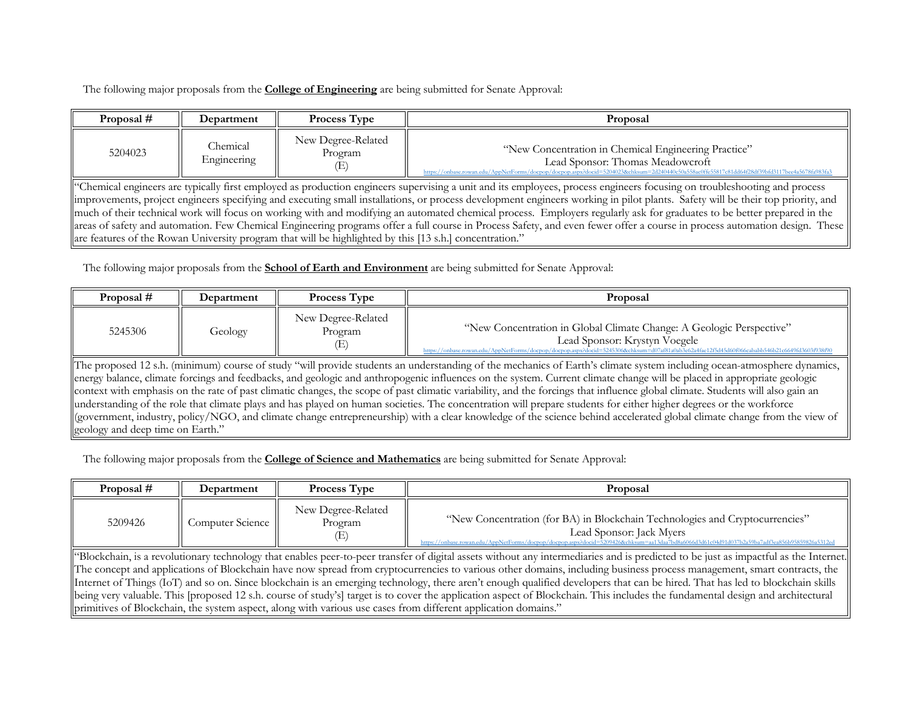The following major proposals from the **College of Engineering** are being submitted for Senate Approval:

| Proposal # | Department | Process Type | Proposal |
|---|---|---|---|
| 5204023 | Chemical Engineering | New Degree-Related Program (E) | "New Concentration in Chemical Engineering Practice" Lead Sponsor: Thomas Meadowcroft https://onbase.rowan.edu/AppNetForms/docpop/docpop.aspx?docid=5204023&chksum=2d240440c50a558ae0ffe55817c81dd64f28df39bfd3117bee4a5678fa983fa3 |
| "Chemical engineers are typically first employed as production engineers supervising a unit and its employees, process engineers focusing on troubleshooting and process improvements, project engineers specifying and executing small installations, or process development engineers working in pilot plants. Safety will be their top priority, and much of their technical work will focus on working with and modifying an automated chemical process. Employers regularly ask for graduates to be better prepared in the areas of safety and automation. Few Chemical Engineering programs offer a full course in Process Safety, and even fewer offer a course in process automation design. These are features of the Rowan University program that will be highlighted by this [13 s.h.] concentration." | | | |

The following major proposals from the **School of Earth and Environment** are being submitted for Senate Approval:

| Proposal # | Department | Process Type | Proposal |
|---|---|---|---|
| 5245306 | Geology | New Degree-Related Program (E) | "New Concentration in Global Climate Change: A Geologic Perspective" Lead Sponsor: Krystyn Voegele https://onbase.rowan.edu/AppNetForms/docpop/docpop.aspx?docid=5245306&chksum=d07af81a0ab3e62a4fae12f5d45d60f066eababb546b21e6649fd3603f938f90 |
| The proposed 12 s.h. (minimum) course of study "will provide students an understanding of the mechanics of Earth's climate system including ocean-atmosphere dynamics, energy balance, climate forcings and feedbacks, and geologic and anthropogenic influences on the system. Current climate change will be placed in appropriate geologic context with emphasis on the rate of past climatic changes, the scope of past climatic variability, and the forcings that influence global climate. Students will also gain an understanding of the role that climate plays and has played on human societies. The concentration will prepare students for either higher degrees or the workforce (government, industry, policy/NGO, and climate change entrepreneurship) with a clear knowledge of the science behind accelerated global climate change from the view of geology and deep time on Earth." | | | |

The following major proposals from the **College of Science and Mathematics** are being submitted for Senate Approval:

| Proposal # | Department | Process Type | Proposal |
|---|---|---|---|
| 5209426 | Computer Science | New Degree-Related Program (E) | "New Concentration (for BA) in Blockchain Technologies and Cryptocurrencies" Lead Sponsor: Jack Myers https://onbase.rowan.edu/AppNetForms/docpop/docpop.aspx?docid=5209426&chksum=aa13daa7bd8a6066d3d61e04d91d037b2a59ba7adf3ea856b95859826a5312ed |
| "Blockchain, is a revolutionary technology that enables peer-to-peer transfer of digital assets without any intermediaries and is predicted to be just as impactful as the Internet. The concept and applications of Blockchain have now spread from cryptocurrencies to various other domains, including business process management, smart contracts, the Internet of Things (IoT) and so on. Since blockchain is an emerging technology, there aren't enough qualified developers that can be hired. That has led to blockchain skills being very valuable. This [proposed 12 s.h. course of study's] target is to cover the application aspect of Blockchain. This includes the fundamental design and architectural primitives of Blockchain, the system aspect, along with various use cases from different application domains." | | | |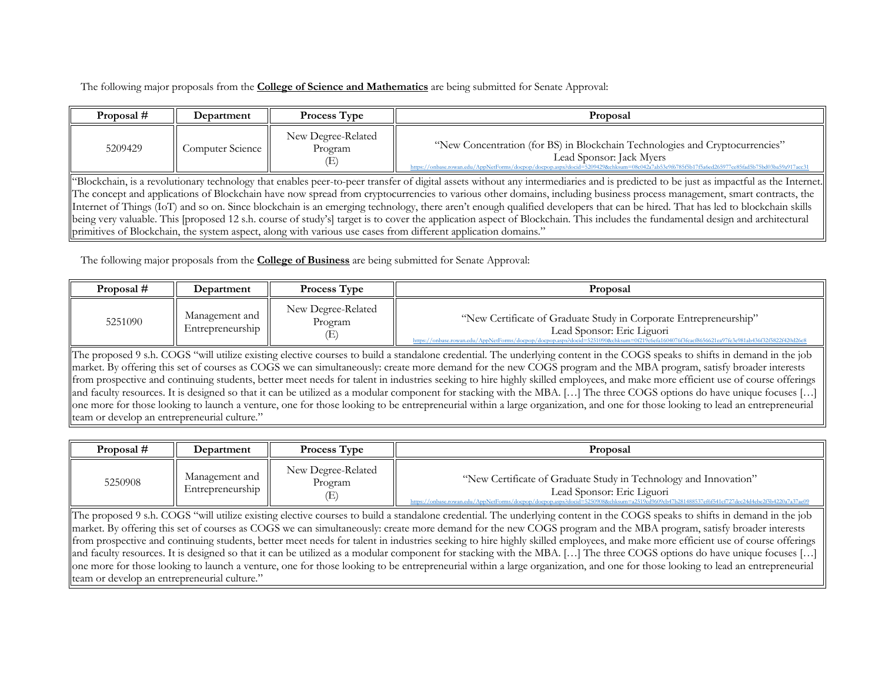The following major proposals from the **College of Science and Mathematics** are being submitted for Senate Approval:

| Proposal # | Department | Process Type | Proposal |
|---|---|---|---|
| 5209429 | Computer Science | New Degree-Related Program (E) | "New Concentration (for BS) in Blockchain Technologies and Cryptocurrencies" Lead Sponsor: Jack Myers https://onbase.rowan.edu/AppNetForms/docpop/docpop.aspx?docid=5209429&chksum=08c042a7ab53e9f6785f5b17f5a6ed265977ee85fad5b75bd03ba59a917aec31 |
| "Blockchain, is a revolutionary technology that enables peer-to-peer transfer of digital assets without any intermediaries and is predicted to be just as impactful as the Internet. The concept and applications of Blockchain have now spread from cryptocurrencies to various other domains, including business process management, smart contracts, the Internet of Things (IoT) and so on. Since blockchain is an emerging technology, there aren't enough qualified developers that can be hired. That has led to blockchain skills being very valuable. This [proposed 12 s.h. course of study's] target is to cover the application aspect of Blockchain. This includes the fundamental design and architectural primitives of Blockchain, the system aspect, along with various use cases from different application domains." | | | |

The following major proposals from the **College of Business** are being submitted for Senate Approval:

| Proposal # | Department | Process Type | Proposal |
|---|---|---|---|
| 5251090 | Management and Entrepreneurship | New Degree-Related Program (E) | "New Certificate of Graduate Study in Corporate Entrepreneurship" Lead Sponsor: Eric Liguori https://onbase.rowan.edu/AppNetForms/docpop/docpop.aspx?docid=5251090&chksum=0f219c6efa1604076f3fcacf8656621ea97fe3e981ab436f32f5822f420d26c8 |
| The proposed 9 s.h. COGS "will utilize existing elective courses to build a standalone credential. The underlying content in the COGS speaks to shifts in demand in the job market. By offering this set of courses as COGS we can simultaneously: create more demand for the new COGS program and the MBA program, satisfy broader interests from prospective and continuing students, better meet needs for talent in industries seeking to hire highly skilled employees, and make more efficient use of course offerings and faculty resources. It is designed so that it can be utilized as a modular component for stacking with the MBA. […] The three COGS options do have unique focuses […] one more for those looking to launch a venture, one for those looking to be entrepreneurial within a large organization, and one for those looking to lead an entrepreneurial team or develop an entrepreneurial culture." | | | |

| Proposal # | Department | Process Type | Proposal |
|---|---|---|---|
| 5250908 | Management and Entrepreneurship | New Degree-Related Program (E) | "New Certificate of Graduate Study in Technology and Innovation" Lead Sponsor: Eric Liguori https://onbase.rowan.edu/AppNetForms/docpop/docpop.aspx?docid=5250908&chksum=a2519cd9609eb47b281488537ef6f541ef727dec24d4ebe2f5b4220a7a37ac09 |
| The proposed 9 s.h. COGS "will utilize existing elective courses to build a standalone credential. The underlying content in the COGS speaks to shifts in demand in the job market. By offering this set of courses as COGS we can simultaneously: create more demand for the new COGS program and the MBA program, satisfy broader interests from prospective and continuing students, better meet needs for talent in industries seeking to hire highly skilled employees, and make more efficient use of course offerings and faculty resources. It is designed so that it can be utilized as a modular component for stacking with the MBA. […] The three COGS options do have unique focuses […] one more for those looking to launch a venture, one for those looking to be entrepreneurial within a large organization, and one for those looking to lead an entrepreneurial team or develop an entrepreneurial culture." | | | |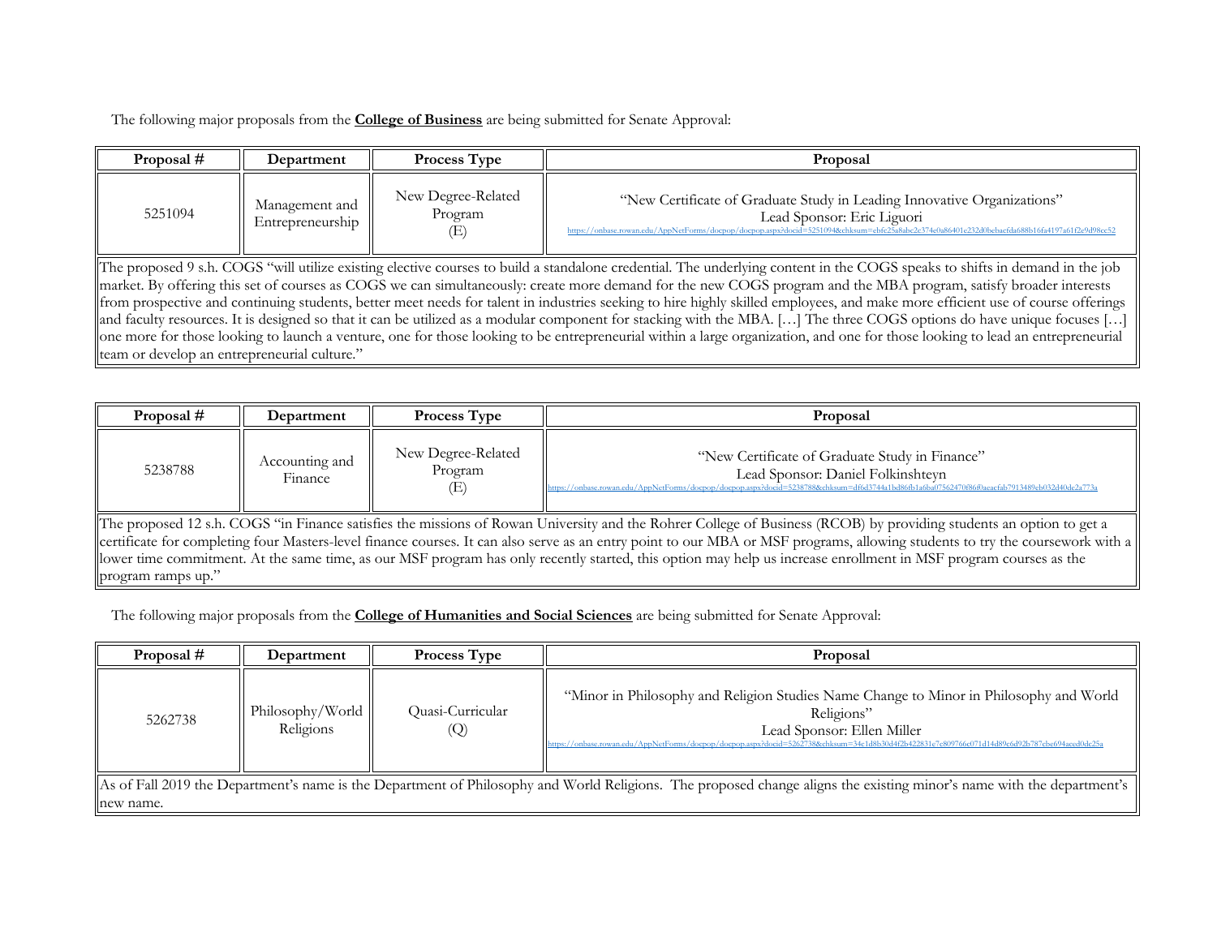The following major proposals from the **College of Business** are being submitted for Senate Approval:

| Proposal # | Department | Process Type | Proposal |
|---|---|---|---|
| 5251094 | Management and Entrepreneurship | New Degree-Related Program (E) | "New Certificate of Graduate Study in Leading Innovative Organizations" Lead Sponsor: Eric Liguori https://onbase.rowan.edu/AppNetForms/docpop/docpop.aspx?docid=5251094&chksum=ebfc25a8abc2c374e0a86401e232d0bebaefda688b16fa4197a61f2e9d98cc52 |

The proposed 9 s.h. COGS "will utilize existing elective courses to build a standalone credential. The underlying content in the COGS speaks to shifts in demand in the job market. By offering this set of courses as COGS we can simultaneously: create more demand for the new COGS program and the MBA program, satisfy broader interests from prospective and continuing students, better meet needs for talent in industries seeking to hire highly skilled employees, and make more efficient use of course offerings and faculty resources. It is designed so that it can be utilized as a modular component for stacking with the MBA. […] The three COGS options do have unique focuses […] one more for those looking to launch a venture, one for those looking to be entrepreneurial within a large organization, and one for those looking to lead an entrepreneurial team or develop an entrepreneurial culture."

| Proposal # | Department | Process Type | Proposal |
|---|---|---|---|
| 5238788 | Accounting and Finance | New Degree-Related Program (E) | "New Certificate of Graduate Study in Finance" Lead Sponsor: Daniel Folkinshteyn https://onbase.rowan.edu/AppNetForms/docpop/docpop.aspx?docid=5238788&chksum=df6d3744a1bd86fb1a6ba07562470f86f0aeacfab7913489eb032d40de2a773a |

The proposed 12 s.h. COGS "in Finance satisfies the missions of Rowan University and the Rohrer College of Business (RCOB) by providing students an option to get a certificate for completing four Masters-level finance courses. It can also serve as an entry point to our MBA or MSF programs, allowing students to try the coursework with a lower time commitment. At the same time, as our MSF program has only recently started, this option may help us increase enrollment in MSF program courses as the program ramps up."

The following major proposals from the **College of Humanities and Social Sciences** are being submitted for Senate Approval:

| Proposal # | Department | Process Type | Proposal |
|---|---|---|---|
| 5262738 | Philosophy/World Religions | Quasi-Curricular (Q) | "Minor in Philosophy and Religion Studies Name Change to Minor in Philosophy and World Religions" Lead Sponsor: Ellen Miller https://onbase.rowan.edu/AppNetForms/docpop/docpop.aspx?docid=5262738&chksum=34e1d8b30d4f2b422831e7e809766c071d14d89c6d92b787cbe694aeed0dc25a |

As of Fall 2019 the Department's name is the Department of Philosophy and World Religions. The proposed change aligns the existing minor's name with the department's new name.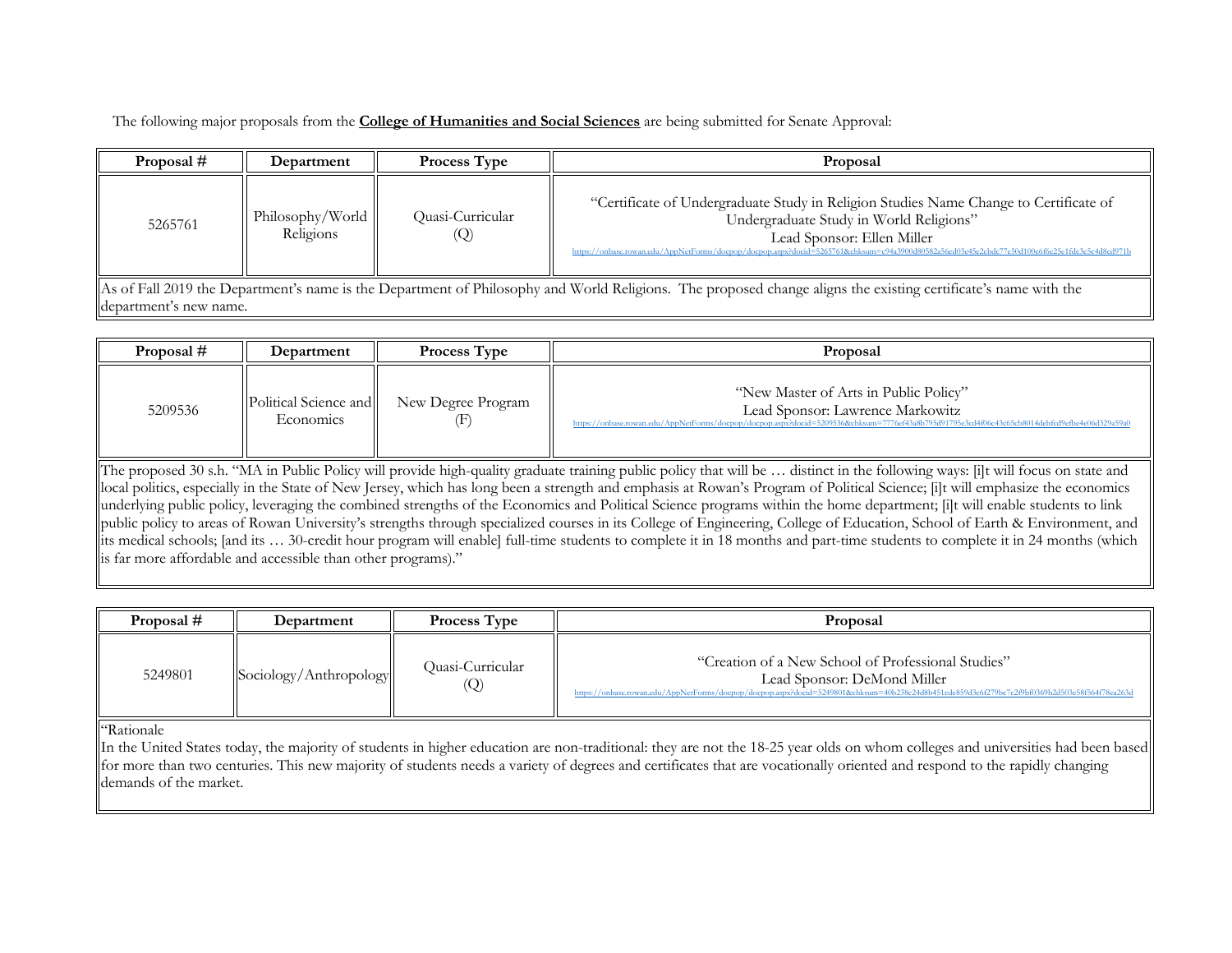The following major proposals from the **College of Humanities and Social Sciences** are being submitted for Senate Approval:

| Proposal # | Department | Process Type | Proposal |
|---|---|---|---|
| 5265761 | Philosophy/World Religions | Quasi-Curricular (Q) | "Certificate of Undergraduate Study in Religion Studies Name Change to Certificate of Undergraduate Study in World Religions" Lead Sponsor: Ellen Miller https://onbase.rowan.edu/AppNetForms/docpop/docpop.aspx?docid=5265761&chksum=c94a3900d80582a56ed03e45e2cbdc77e50d100e6f6c25e1fdc3e5e4d8ed971b |

As of Fall 2019 the Department's name is the Department of Philosophy and World Religions. The proposed change aligns the existing certificate's name with the department's new name.

| Proposal # | Department | Process Type | Proposal |
|---|---|---|---|
| 5209536 | Political Science and Economics | New Degree Program (F) | "New Master of Arts in Public Policy" Lead Sponsor: Lawrence Markowitz https://onbase.rowan.edu/AppNetForms/docpop/docpop.aspx?docid=5209536&chksum=7776ef43a8b795d91795e3cd4f06c43e65cb8014debfcd9efbe4e06d329a59a0 |

The proposed 30 s.h. "MA in Public Policy will provide high-quality graduate training public policy that will be … distinct in the following ways: [i]t will focus on state and local politics, especially in the State of New Jersey, which has long been a strength and emphasis at Rowan's Program of Political Science; [i]t will emphasize the economics underlying public policy, leveraging the combined strengths of the Economics and Political Science programs within the home department; [i]t will enable students to link public policy to areas of Rowan University's strengths through specialized courses in its College of Engineering, College of Education, School of Earth & Environment, and its medical schools; [and its … 30-credit hour program will enable] full-time students to complete it in 18 months and part-time students to complete it in 24 months (which is far more affordable and accessible than other programs)."

| Proposal # | Department | Process Type | Proposal |
|---|---|---|---|
| 5249801 | Sociology/Anthropology | Quasi-Curricular (Q) | "Creation of a New School of Professional Studies" Lead Sponsor: DeMond Miller https://onbase.rowan.edu/AppNetForms/docpop/docpop.aspx?docid=5249801&chksum=40b238c24d8b451ede859d3c6f279bc7e2f9bf0369b2d503e58f564f78ea263d |

"Rationale

In the United States today, the majority of students in higher education are non-traditional: they are not the 18-25 year olds on whom colleges and universities had been based for more than two centuries. This new majority of students needs a variety of degrees and certificates that are vocationally oriented and respond to the rapidly changing demands of the market.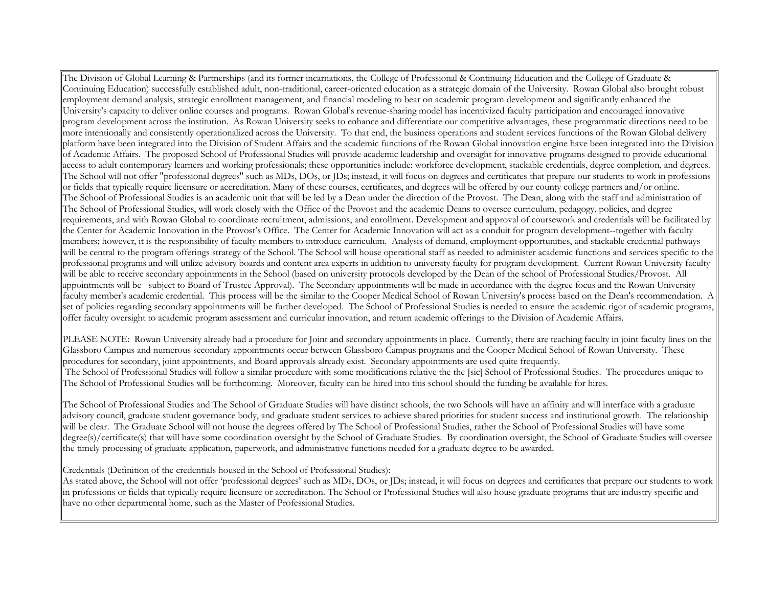The Division of Global Learning & Partnerships (and its former incarnations, the College of Professional & Continuing Education and the College of Graduate & Continuing Education) successfully established adult, non-traditional, career-oriented education as a strategic domain of the University. Rowan Global also brought robust employment demand analysis, strategic enrollment management, and financial modeling to bear on academic program development and significantly enhanced the University's capacity to deliver online courses and programs. Rowan Global's revenue-sharing model has incentivized faculty participation and encouraged innovative program development across the institution. As Rowan University seeks to enhance and differentiate our competitive advantages, these programmatic directions need to be more intentionally and consistently operationalized across the University. To that end, the business operations and student services functions of the Rowan Global delivery platform have been integrated into the Division of Student Affairs and the academic functions of the Rowan Global innovation engine have been integrated into the Division of Academic Affairs. The proposed School of Professional Studies will provide academic leadership and oversight for innovative programs designed to provide educational access to adult contemporary learners and working professionals; these opportunities include: workforce development, stackable credentials, degree completion, and degrees. The School will not offer "professional degrees" such as MDs, DOs, or JDs; instead, it will focus on degrees and certificates that prepare our students to work in professions or fields that typically require licensure or accreditation. Many of these courses, certificates, and degrees will be offered by our county college partners and/or online.
The School of Professional Studies is an academic unit that will be led by a Dean under the direction of the Provost. The Dean, along with the staff and administration of The School of Professional Studies, will work closely with the Office of the Provost and the academic Deans to oversee curriculum, pedagogy, policies, and degree requirements, and with Rowan Global to coordinate recruitment, admissions, and enrollment. Development and approval of coursework and credentials will be facilitated by the Center for Academic Innovation in the Provost's Office. The Center for Academic Innovation will act as a conduit for program development--together with faculty members; however, it is the responsibility of faculty members to introduce curriculum. Analysis of demand, employment opportunities, and stackable credential pathways will be central to the program offerings strategy of the School. The School will house operational staff as needed to administer academic functions and services specific to the professional programs and will utilize advisory boards and content area experts in addition to university faculty for program development. Current Rowan University faculty will be able to receive secondary appointments in the School (based on university protocols developed by the Dean of the school of Professional Studies/Provost. All appointments will be subject to Board of Trustee Approval). The Secondary appointments will be made in accordance with the degree focus and the Rowan University faculty member's academic credential. This process will be the similar to the Cooper Medical School of Rowan University's process based on the Dean's recommendation. A set of policies regarding secondary appointments will be further developed. The School of Professional Studies is needed to ensure the academic rigor of academic programs, offer faculty oversight to academic program assessment and curricular innovation, and return academic offerings to the Division of Academic Affairs.

PLEASE NOTE: Rowan University already had a procedure for Joint and secondary appointments in place. Currently, there are teaching faculty in joint faculty lines on the Glassboro Campus and numerous secondary appointments occur between Glassboro Campus programs and the Cooper Medical School of Rowan University. These procedures for secondary, joint appointments, and Board approvals already exist. Secondary appointments are used quite frequently.
The School of Professional Studies will follow a similar procedure with some modifications relative the the [sic] School of Professional Studies. The procedures unique to The School of Professional Studies will be forthcoming. Moreover, faculty can be hired into this school should the funding be available for hires.

The School of Professional Studies and The School of Graduate Studies will have distinct schools, the two Schools will have an affinity and will interface with a graduate advisory council, graduate student governance body, and graduate student services to achieve shared priorities for student success and institutional growth. The relationship will be clear. The Graduate School will not house the degrees offered by The School of Professional Studies, rather the School of Professional Studies will have some degree(s)/certificate(s) that will have some coordination oversight by the School of Graduate Studies. By coordination oversight, the School of Graduate Studies will oversee the timely processing of graduate application, paperwork, and administrative functions needed for a graduate degree to be awarded.

Credentials (Definition of the credentials housed in the School of Professional Studies):
As stated above, the School will not offer 'professional degrees' such as MDs, DOs, or JDs; instead, it will focus on degrees and certificates that prepare our students to work in professions or fields that typically require licensure or accreditation. The School or Professional Studies will also house graduate programs that are industry specific and have no other departmental home, such as the Master of Professional Studies.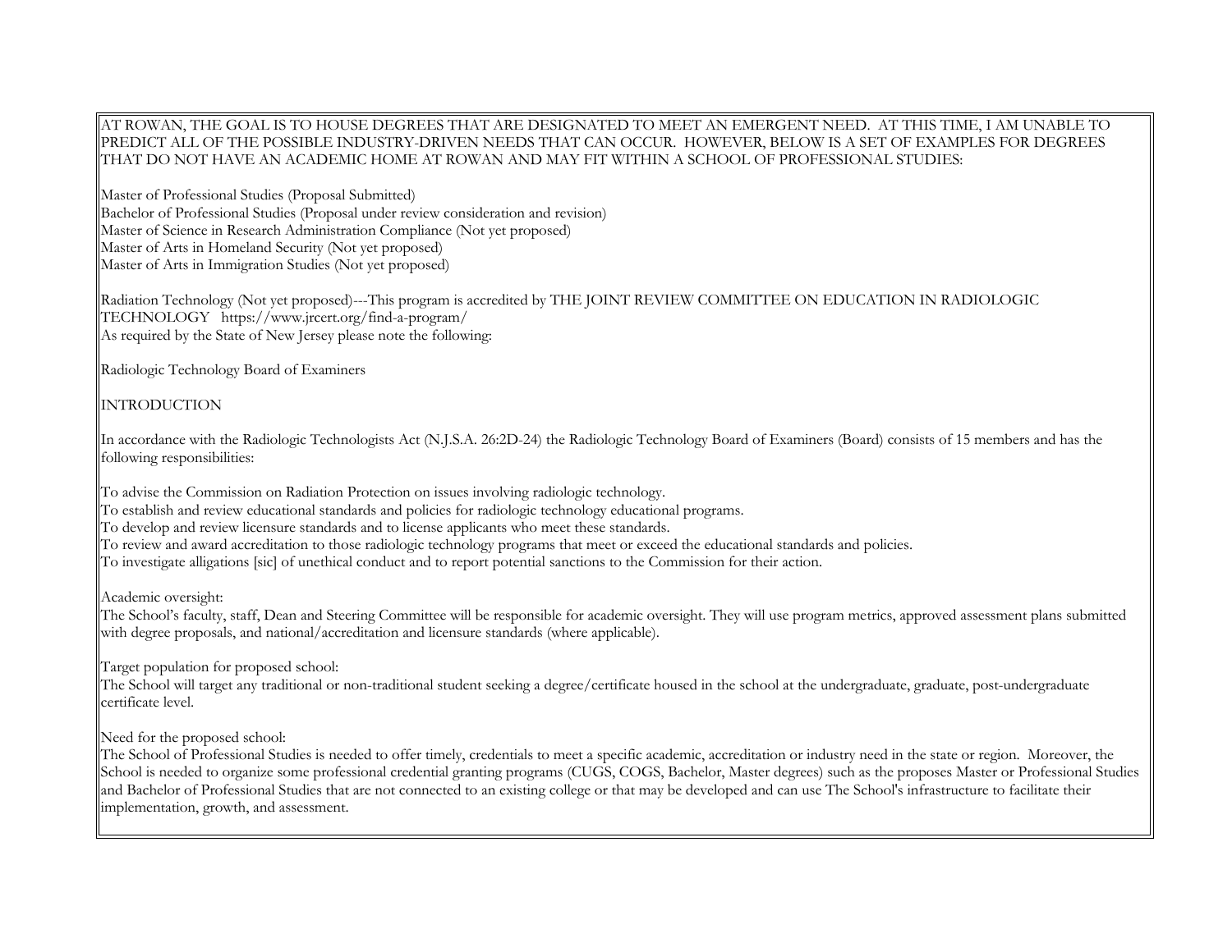AT ROWAN, THE GOAL IS TO HOUSE DEGREES THAT ARE DESIGNATED TO MEET AN EMERGENT NEED. AT THIS TIME, I AM UNABLE TO PREDICT ALL OF THE POSSIBLE INDUSTRY-DRIVEN NEEDS THAT CAN OCCUR. HOWEVER, BELOW IS A SET OF EXAMPLES FOR DEGREES THAT DO NOT HAVE AN ACADEMIC HOME AT ROWAN AND MAY FIT WITHIN A SCHOOL OF PROFESSIONAL STUDIES:

Master of Professional Studies (Proposal Submitted)
Bachelor of Professional Studies (Proposal under review consideration and revision)
Master of Science in Research Administration Compliance (Not yet proposed)
Master of Arts in Homeland Security (Not yet proposed)
Master of Arts in Immigration Studies (Not yet proposed)

Radiation Technology (Not yet proposed)---This program is accredited by THE JOINT REVIEW COMMITTEE ON EDUCATION IN RADIOLOGIC TECHNOLOGY https://www.jrcert.org/find-a-program/
As required by the State of New Jersey please note the following:

Radiologic Technology Board of Examiners

INTRODUCTION

In accordance with the Radiologic Technologists Act (N.J.S.A. 26:2D-24) the Radiologic Technology Board of Examiners (Board) consists of 15 members and has the following responsibilities:

To advise the Commission on Radiation Protection on issues involving radiologic technology.
To establish and review educational standards and policies for radiologic technology educational programs.
To develop and review licensure standards and to license applicants who meet these standards.
To review and award accreditation to those radiologic technology programs that meet or exceed the educational standards and policies.
To investigate alligations [sic] of unethical conduct and to report potential sanctions to the Commission for their action.

Academic oversight:
The School's faculty, staff, Dean and Steering Committee will be responsible for academic oversight. They will use program metrics, approved assessment plans submitted with degree proposals, and national/accreditation and licensure standards (where applicable).

Target population for proposed school:
The School will target any traditional or non-traditional student seeking a degree/certificate housed in the school at the undergraduate, graduate, post-undergraduate certificate level.

Need for the proposed school:
The School of Professional Studies is needed to offer timely, credentials to meet a specific academic, accreditation or industry need in the state or region. Moreover, the School is needed to organize some professional credential granting programs (CUGS, COGS, Bachelor, Master degrees) such as the proposes Master or Professional Studies and Bachelor of Professional Studies that are not connected to an existing college or that may be developed and can use The School's infrastructure to facilitate their implementation, growth, and assessment.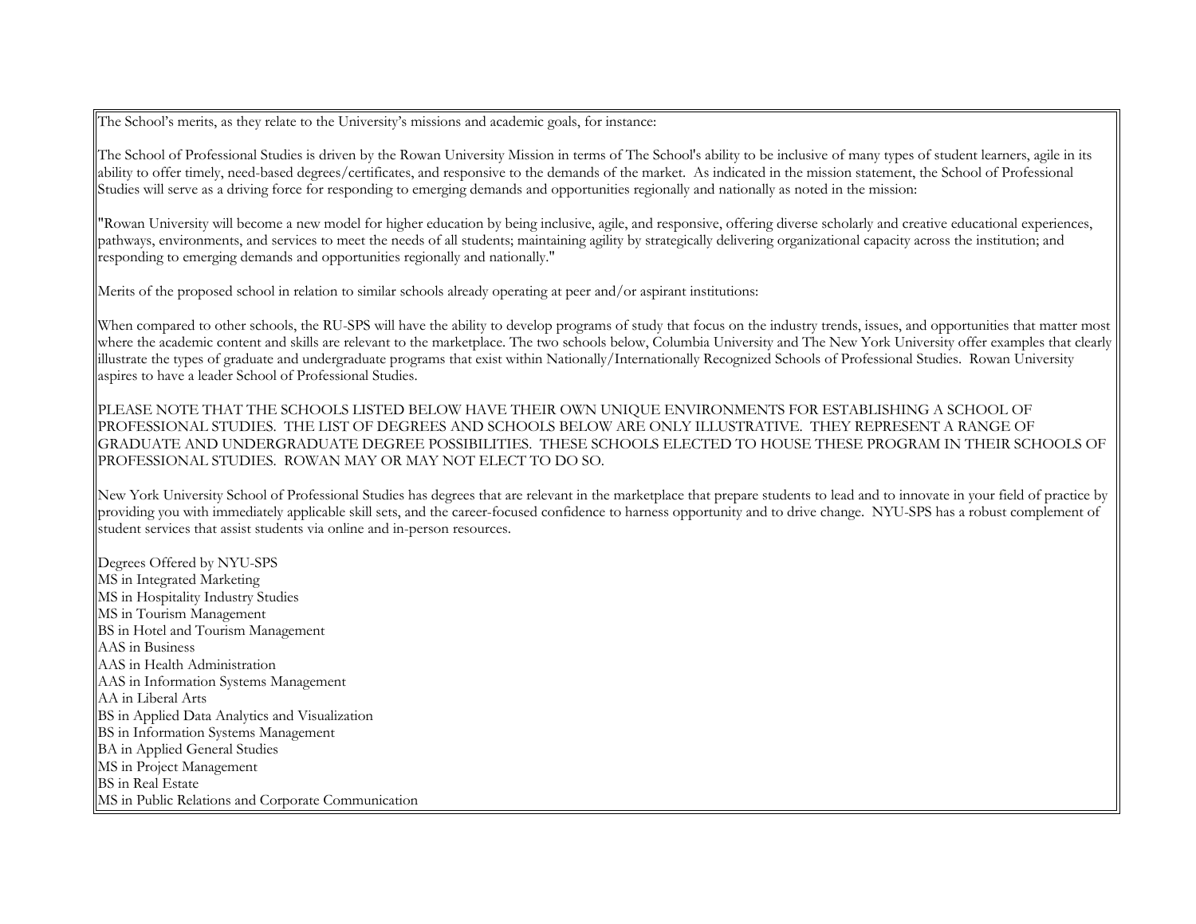The School's merits, as they relate to the University's missions and academic goals, for instance:

The School of Professional Studies is driven by the Rowan University Mission in terms of The School's ability to be inclusive of many types of student learners, agile in its ability to offer timely, need-based degrees/certificates, and responsive to the demands of the market. As indicated in the mission statement, the School of Professional Studies will serve as a driving force for responding to emerging demands and opportunities regionally and nationally as noted in the mission:

"Rowan University will become a new model for higher education by being inclusive, agile, and responsive, offering diverse scholarly and creative educational experiences, pathways, environments, and services to meet the needs of all students; maintaining agility by strategically delivering organizational capacity across the institution; and responding to emerging demands and opportunities regionally and nationally."

Merits of the proposed school in relation to similar schools already operating at peer and/or aspirant institutions:

When compared to other schools, the RU-SPS will have the ability to develop programs of study that focus on the industry trends, issues, and opportunities that matter most where the academic content and skills are relevant to the marketplace. The two schools below, Columbia University and The New York University offer examples that clearly illustrate the types of graduate and undergraduate programs that exist within Nationally/Internationally Recognized Schools of Professional Studies. Rowan University aspires to have a leader School of Professional Studies.

PLEASE NOTE THAT THE SCHOOLS LISTED BELOW HAVE THEIR OWN UNIQUE ENVIRONMENTS FOR ESTABLISHING A SCHOOL OF PROFESSIONAL STUDIES. THE LIST OF DEGREES AND SCHOOLS BELOW ARE ONLY ILLUSTRATIVE. THEY REPRESENT A RANGE OF GRADUATE AND UNDERGRADUATE DEGREE POSSIBILITIES. THESE SCHOOLS ELECTED TO HOUSE THESE PROGRAM IN THEIR SCHOOLS OF PROFESSIONAL STUDIES. ROWAN MAY OR MAY NOT ELECT TO DO SO.

New York University School of Professional Studies has degrees that are relevant in the marketplace that prepare students to lead and to innovate in your field of practice by providing you with immediately applicable skill sets, and the career-focused confidence to harness opportunity and to drive change. NYU-SPS has a robust complement of student services that assist students via online and in-person resources.

Degrees Offered by NYU-SPS  
MS in Integrated Marketing  
MS in Hospitality Industry Studies  
MS in Tourism Management  
BS in Hotel and Tourism Management  
AAS in Business  
AAS in Health Administration  
AAS in Information Systems Management  
AA in Liberal Arts  
BS in Applied Data Analytics and Visualization  
BS in Information Systems Management  
BA in Applied General Studies  
MS in Project Management  
BS in Real Estate  
MS in Public Relations and Corporate Communication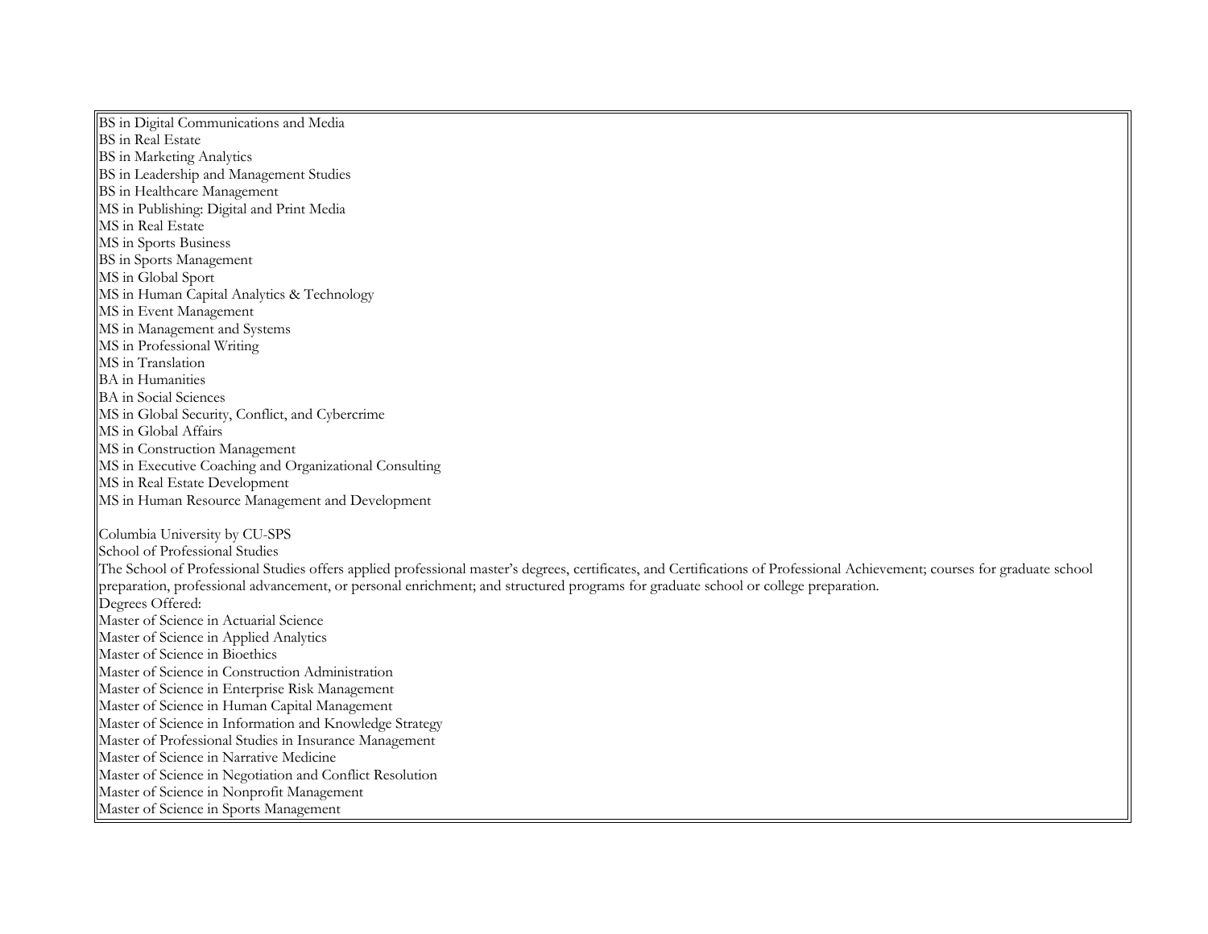BS in Digital Communications and Media
BS in Real Estate
BS in Marketing Analytics
BS in Leadership and Management Studies
BS in Healthcare Management
MS in Publishing: Digital and Print Media
MS in Real Estate
MS in Sports Business
BS in Sports Management
MS in Global Sport
MS in Human Capital Analytics & Technology
MS in Event Management
MS in Management and Systems
MS in Professional Writing
MS in Translation
BA in Humanities
BA in Social Sciences
MS in Global Security, Conflict, and Cybercrime
MS in Global Affairs
MS in Construction Management
MS in Executive Coaching and Organizational Consulting
MS in Real Estate Development
MS in Human Resource Management and Development

Columbia University by CU-SPS
School of Professional Studies
The School of Professional Studies offers applied professional master's degrees, certificates, and Certifications of Professional Achievement; courses for graduate school preparation, professional advancement, or personal enrichment; and structured programs for graduate school or college preparation.
Degrees Offered:
Master of Science in Actuarial Science
Master of Science in Applied Analytics
Master of Science in Bioethics
Master of Science in Construction Administration
Master of Science in Enterprise Risk Management
Master of Science in Human Capital Management
Master of Science in Information and Knowledge Strategy
Master of Professional Studies in Insurance Management
Master of Science in Narrative Medicine
Master of Science in Negotiation and Conflict Resolution
Master of Science in Nonprofit Management
Master of Science in Sports Management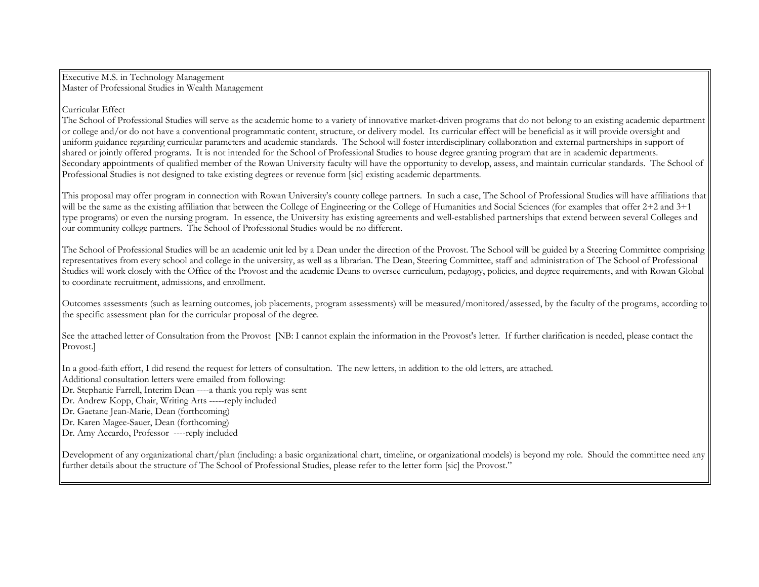Executive M.S. in Technology Management
Master of Professional Studies in Wealth Management

Curricular Effect
The School of Professional Studies will serve as the academic home to a variety of innovative market-driven programs that do not belong to an existing academic department or college and/or do not have a conventional programmatic content, structure, or delivery model. Its curricular effect will be beneficial as it will provide oversight and uniform guidance regarding curricular parameters and academic standards. The School will foster interdisciplinary collaboration and external partnerships in support of shared or jointly offered programs. It is not intended for the School of Professional Studies to house degree granting program that are in academic departments. Secondary appointments of qualified member of the Rowan University faculty will have the opportunity to develop, assess, and maintain curricular standards. The School of Professional Studies is not designed to take existing degrees or revenue form [sic] existing academic departments.

This proposal may offer program in connection with Rowan University's county college partners. In such a case, The School of Professional Studies will have affiliations that will be the same as the existing affiliation that between the College of Engineering or the College of Humanities and Social Sciences (for examples that offer 2+2 and 3+1 type programs) or even the nursing program. In essence, the University has existing agreements and well-established partnerships that extend between several Colleges and our community college partners. The School of Professional Studies would be no different.

The School of Professional Studies will be an academic unit led by a Dean under the direction of the Provost. The School will be guided by a Steering Committee comprising representatives from every school and college in the university, as well as a librarian. The Dean, Steering Committee, staff and administration of The School of Professional Studies will work closely with the Office of the Provost and the academic Deans to oversee curriculum, pedagogy, policies, and degree requirements, and with Rowan Global to coordinate recruitment, admissions, and enrollment.

Outcomes assessments (such as learning outcomes, job placements, program assessments) will be measured/monitored/assessed, by the faculty of the programs, according to the specific assessment plan for the curricular proposal of the degree.

See the attached letter of Consultation from the Provost [NB: I cannot explain the information in the Provost's letter. If further clarification is needed, please contact the Provost.]

In a good-faith effort, I did resend the request for letters of consultation. The new letters, in addition to the old letters, are attached.
Additional consultation letters were emailed from following:
Dr. Stephanie Farrell, Interim Dean ----a thank you reply was sent
Dr. Andrew Kopp, Chair, Writing Arts -----reply included
Dr. Gaetane Jean-Marie, Dean (forthcoming)
Dr. Karen Magee-Sauer, Dean (forthcoming)
Dr. Amy Accardo, Professor ----reply included

Development of any organizational chart/plan (including: a basic organizational chart, timeline, or organizational models) is beyond my role. Should the committee need any further details about the structure of The School of Professional Studies, please refer to the letter form [sic] the Provost."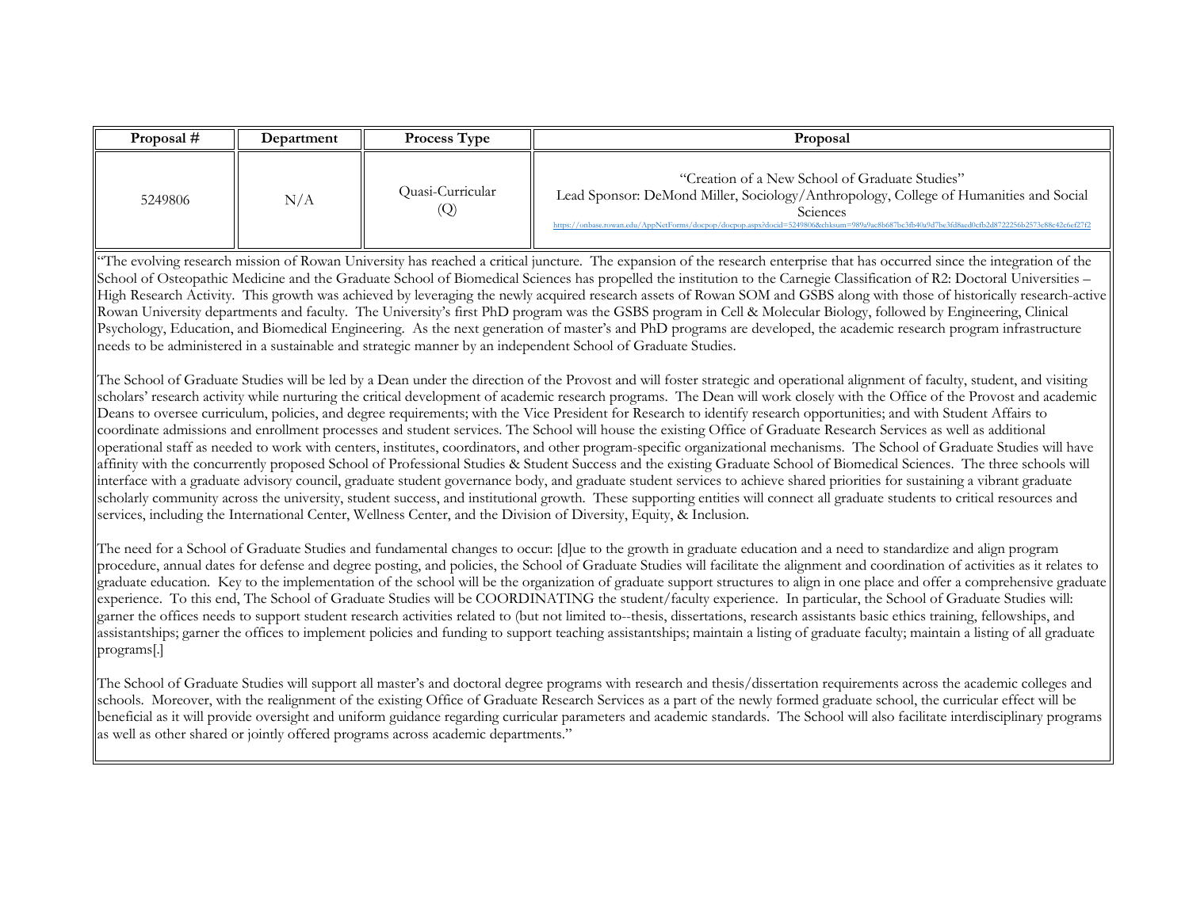| Proposal # | Department | Process Type | Proposal |
|---|---|---|---|
| 5249806 | N/A | Quasi-Curricular (Q) | "Creation of a New School of Graduate Studies" Lead Sponsor: DeMond Miller, Sociology/Anthropology, College of Humanities and Social Sciences https://onbase.rowan.edu/AppNetForms/docpop/docpop.aspx?docid=5249806&chksum=989a9ac8b687be3fb40a9d7be3fd8aed0efb2d8722256b2573e88c42e6ef27f2 |

"The evolving research mission of Rowan University has reached a critical juncture. The expansion of the research enterprise that has occurred since the integration of the School of Osteopathic Medicine and the Graduate School of Biomedical Sciences has propelled the institution to the Carnegie Classification of R2: Doctoral Universities – High Research Activity. This growth was achieved by leveraging the newly acquired research assets of Rowan SOM and GSBS along with those of historically research-active Rowan University departments and faculty. The University's first PhD program was the GSBS program in Cell & Molecular Biology, followed by Engineering, Clinical Psychology, Education, and Biomedical Engineering. As the next generation of master's and PhD programs are developed, the academic research program infrastructure needs to be administered in a sustainable and strategic manner by an independent School of Graduate Studies.

The School of Graduate Studies will be led by a Dean under the direction of the Provost and will foster strategic and operational alignment of faculty, student, and visiting scholars' research activity while nurturing the critical development of academic research programs. The Dean will work closely with the Office of the Provost and academic Deans to oversee curriculum, policies, and degree requirements; with the Vice President for Research to identify research opportunities; and with Student Affairs to coordinate admissions and enrollment processes and student services. The School will house the existing Office of Graduate Research Services as well as additional operational staff as needed to work with centers, institutes, coordinators, and other program-specific organizational mechanisms. The School of Graduate Studies will have affinity with the concurrently proposed School of Professional Studies & Student Success and the existing Graduate School of Biomedical Sciences. The three schools will interface with a graduate advisory council, graduate student governance body, and graduate student services to achieve shared priorities for sustaining a vibrant graduate scholarly community across the university, student success, and institutional growth. These supporting entities will connect all graduate students to critical resources and services, including the International Center, Wellness Center, and the Division of Diversity, Equity, & Inclusion.

The need for a School of Graduate Studies and fundamental changes to occur: [d]ue to the growth in graduate education and a need to standardize and align program procedure, annual dates for defense and degree posting, and policies, the School of Graduate Studies will facilitate the alignment and coordination of activities as it relates to graduate education. Key to the implementation of the school will be the organization of graduate support structures to align in one place and offer a comprehensive graduate experience. To this end, The School of Graduate Studies will be COORDINATING the student/faculty experience. In particular, the School of Graduate Studies will: garner the offices needs to support student research activities related to (but not limited to--thesis, dissertations, research assistants basic ethics training, fellowships, and assistantships; garner the offices to implement policies and funding to support teaching assistantships; maintain a listing of graduate faculty; maintain a listing of all graduate programs[.]

The School of Graduate Studies will support all master's and doctoral degree programs with research and thesis/dissertation requirements across the academic colleges and schools. Moreover, with the realignment of the existing Office of Graduate Research Services as a part of the newly formed graduate school, the curricular effect will be beneficial as it will provide oversight and uniform guidance regarding curricular parameters and academic standards. The School will also facilitate interdisciplinary programs as well as other shared or jointly offered programs across academic departments."